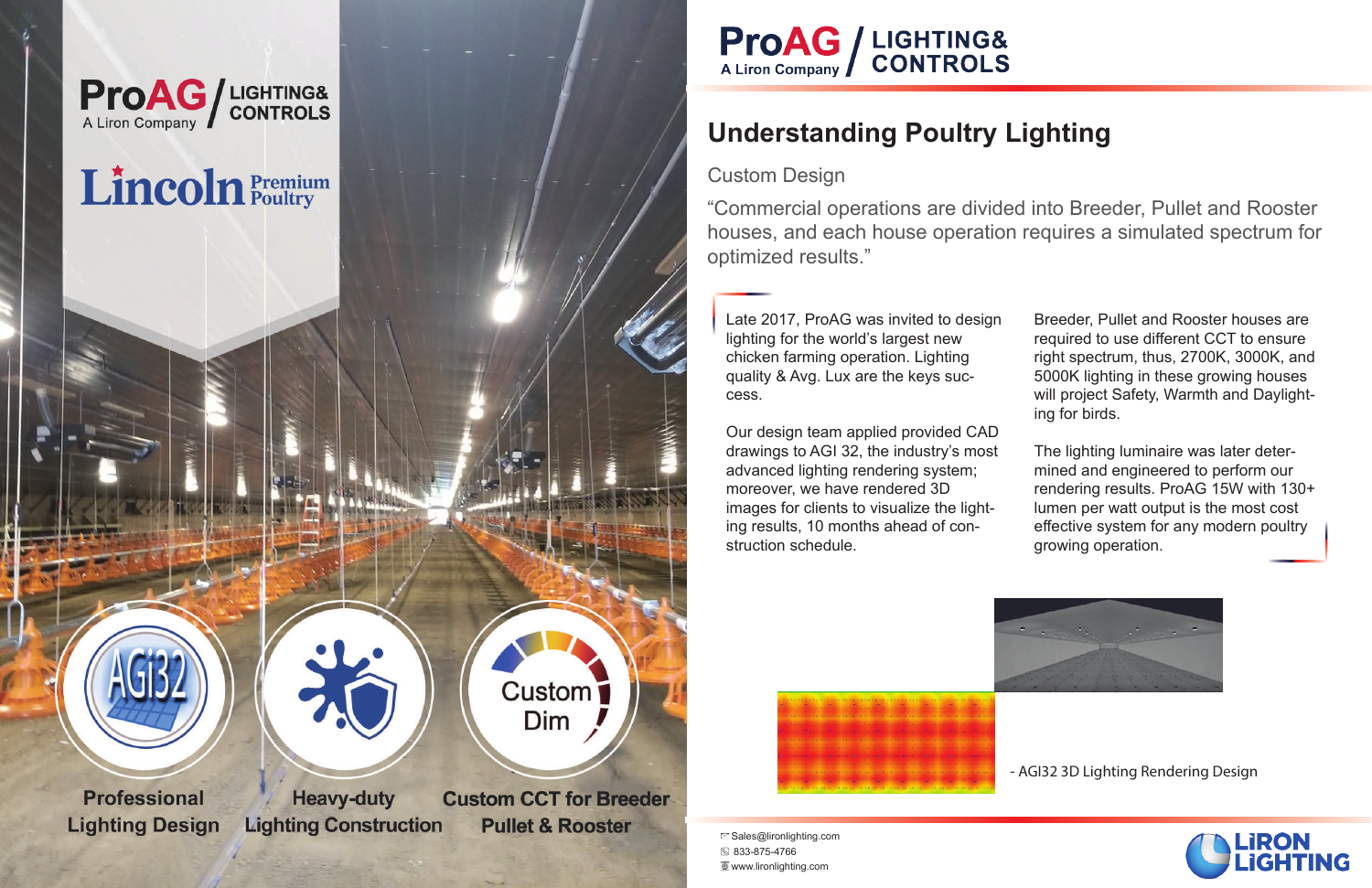ProAG / LIGHTING& CONTROLS
A Liron Company

Lincoln Premium Poultry

**Professional Lighting Design**

**Heavy-duty Lighting Construction**

**Custom CCT for Breeder Pullet & Rooster**

# Understanding Poultry Lighting

## Custom Design

"Commercial operations are divided into Breeder, Pullet and Rooster houses, and each house operation requires a simulated spectrum for optimized results."

Late 2017, ProAG was invited to design lighting for the world's largest new chicken farming operation. Lighting quality & Avg. Lux are the keys success.

Our design team applied provided CAD drawings to AGI 32, the industry's most advanced lighting rendering system; moreover, we have rendered 3D images for clients to visualize the lighting results, 10 months ahead of construction schedule.

Breeder, Pullet and Rooster houses are required to use different CCT to ensure right spectrum, thus, 2700K, 3000K, and 5000K lighting in these growing houses will project Safety, Warmth and Daylighting for birds.

The lighting luminaire was later determined and engineered to perform our rendering results. ProAG 15W with 130+ lumen per watt output is the most cost effective system for any modern poultry growing operation.

- AGI32 3D Lighting Rendering Design

Sales@lironlighting.com
833-875-4766
www.lironlighting.com

LIRON LIGHTING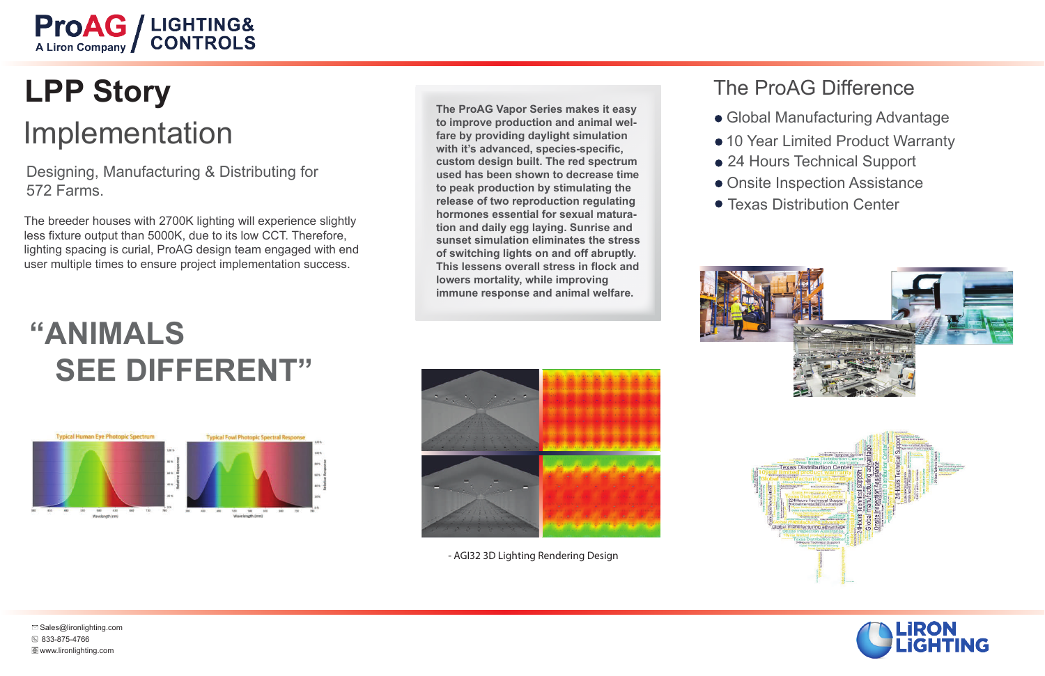# LPP Story

## Implementation

Designing, Manufacturing & Distributing for 572 Farms.

The breeder houses with 2700K lighting will experience slightly less fixture output than 5000K, due to its low CCT. Therefore, lighting spacing is curial, ProAG design team engaged with end user multiple times to ensure project implementation success.

## "ANIMALS SEE DIFFERENT"

Typical Human Eye Photopic Spectrum

Typical Fowl Photopic Spectral Response

**The ProAG Vapor Series makes it easy to improve production and animal welfare by providing daylight simulation with it's advanced, species-specific, custom design built. The red spectrum used has been shown to decrease time to peak production by stimulating the release of two reproduction regulating hormones essential for sexual maturation and daily egg laying. Sunrise and sunset simulation eliminates the stress of switching lights on and off abruptly. This lessens overall stress in flock and lowers mortality, while improving immune response and animal welfare.**

- AGI32 3D Lighting Rendering Design

## The ProAG Difference

- Global Manufacturing Advantage
- 10 Year Limited Product Warranty
- 24 Hours Technical Support
- Onsite Inspection Assistance
- Texas Distribution Center

Sales@lironlighting.com
833-875-4766
www.lironlighting.com